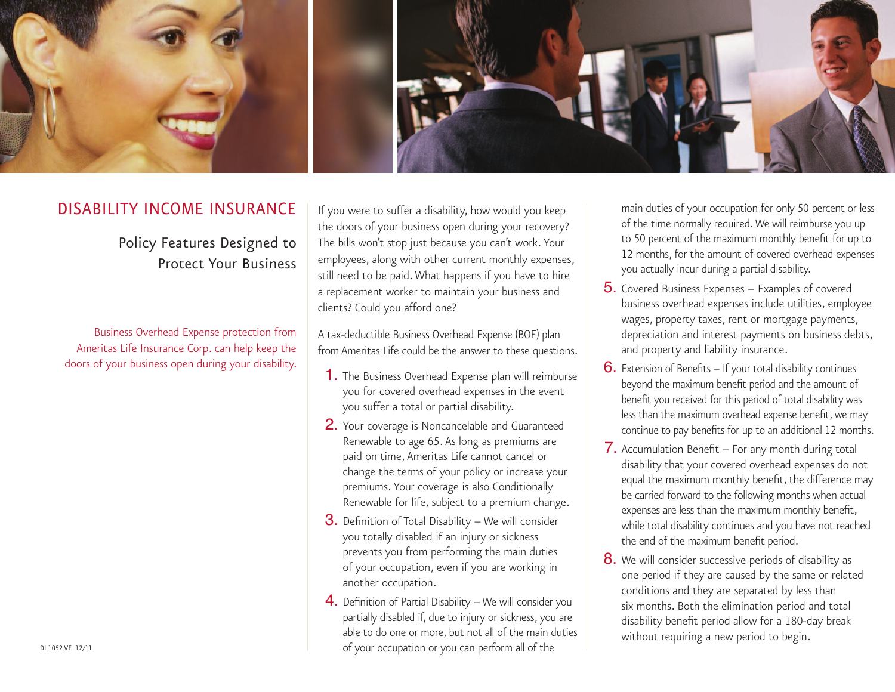# DISABILITY INCOME INSURANCE

## Policy Features Designed to Protect Your Business

Business Overhead Expense protection from Ameritas Life Insurance Corp. can help keep the doors of your business open during your disability.

If you were to suffer a disability, how would you keep the doors of your business open during your recovery? The bills won't stop just because you can't work. Your employees, along with other current monthly expenses, still need to be paid. What happens if you have to hire a replacement worker to maintain your business and clients? Could you afford one?

A tax-deductible Business Overhead Expense (BOE) plan from Ameritas Life could be the answer to these questions.

1. The Business Overhead Expense plan will reimburse you for covered overhead expenses in the event you suffer a total or partial disability.
2. Your coverage is Noncancelable and Guaranteed Renewable to age 65. As long as premiums are paid on time, Ameritas Life cannot cancel or change the terms of your policy or increase your premiums. Your coverage is also Conditionally Renewable for life, subject to a premium change.
3. Definition of Total Disability – We will consider you totally disabled if an injury or sickness prevents you from performing the main duties of your occupation, even if you are working in another occupation.
4. Definition of Partial Disability – We will consider you partially disabled if, due to injury or sickness, you are able to do one or more, but not all of the main duties of your occupation or you can perform all of the main duties of your occupation for only 50 percent or less of the time normally required. We will reimburse you up to 50 percent of the maximum monthly benefit for up to 12 months, for the amount of covered overhead expenses you actually incur during a partial disability.
5. Covered Business Expenses – Examples of covered business overhead expenses include utilities, employee wages, property taxes, rent or mortgage payments, depreciation and interest payments on business debts, and property and liability insurance.
6. Extension of Benefits – If your total disability continues beyond the maximum benefit period and the amount of benefit you received for this period of total disability was less than the maximum overhead expense benefit, we may continue to pay benefits for up to an additional 12 months.
7. Accumulation Benefit – For any month during total disability that your covered overhead expenses do not equal the maximum monthly benefit, the difference may be carried forward to the following months when actual expenses are less than the maximum monthly benefit, while total disability continues and you have not reached the end of the maximum benefit period.
8. We will consider successive periods of disability as one period if they are caused by the same or related conditions and they are separated by less than six months. Both the elimination period and total disability benefit period allow for a 180-day break without requiring a new period to begin.

DI 1052 VF 12/11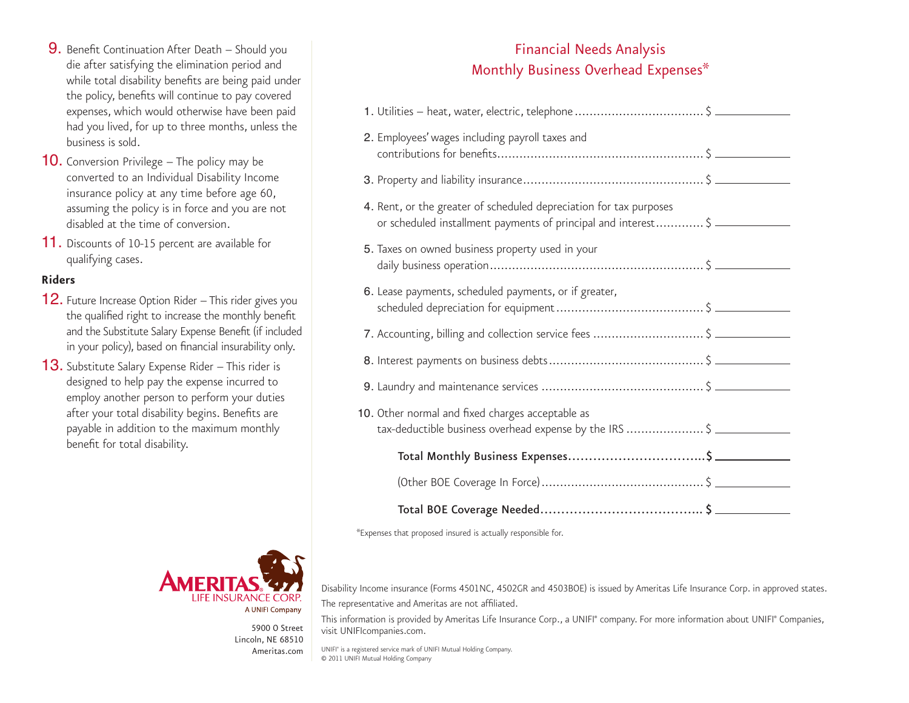9. Benefit Continuation After Death – Should you die after satisfying the elimination period and while total disability benefits are being paid under the policy, benefits will continue to pay covered expenses, which would otherwise have been paid had you lived, for up to three months, unless the business is sold.
10. Conversion Privilege – The policy may be converted to an Individual Disability Income insurance policy at any time before age 60, assuming the policy is in force and you are not disabled at the time of conversion.
11. Discounts of 10-15 percent are available for qualifying cases.

**Riders**

12. Future Increase Option Rider – This rider gives you the qualified right to increase the monthly benefit and the Substitute Salary Expense Benefit (if included in your policy), based on financial insurability only.
13. Substitute Salary Expense Rider – This rider is designed to help pay the expense incurred to employ another person to perform your duties after your total disability begins. Benefits are payable in addition to the maximum monthly benefit for total disability.

AMERITAS LIFE INSURANCE CORP.
A UNIFI Company

5900 O Street
Lincoln, NE 68510
Ameritas.com

## Financial Needs Analysis
## Monthly Business Overhead Expenses*

1. Utilities – heat, water, electric, telephone .................................. $ ____________
2. Employees' wages including payroll taxes and contributions for benefits....................................................... $ ____________
3. Property and liability insurance................................................ $ ____________
4. Rent, or the greater of scheduled depreciation for tax purposes or scheduled installment payments of principal and interest............ $ ____________
5. Taxes on owned business property used in your daily business operation......................................................... $ ____________
6. Lease payments, scheduled payments, or if greater, scheduled depreciation for equipment ....................................... $ ____________
7. Accounting, billing and collection service fees ............................. $ ____________
8. Interest payments on business debts......................................... $ ____________
9. Laundry and maintenance services ........................................... $ ____________
10. Other normal and fixed charges acceptable as tax-deductible business overhead expense by the IRS .................... $ ____________

**Total Monthly Business Expenses.................................$ ____________**

(Other BOE Coverage In Force)........................................... $ ____________

**Total BOE Coverage Needed....................................... $ ____________**

*Expenses that proposed insured is actually responsible for.

Disability Income insurance (Forms 4501NC, 4502GR and 4503BOE) is issued by Ameritas Life Insurance Corp. in approved states.

The representative and Ameritas are not affiliated.

This information is provided by Ameritas Life Insurance Corp., a UNIFI® company. For more information about UNIFI® Companies, visit UNIFIcompanies.com.

UNIFI® is a registered service mark of UNIFI Mutual Holding Company.
© 2011 UNIFI Mutual Holding Company